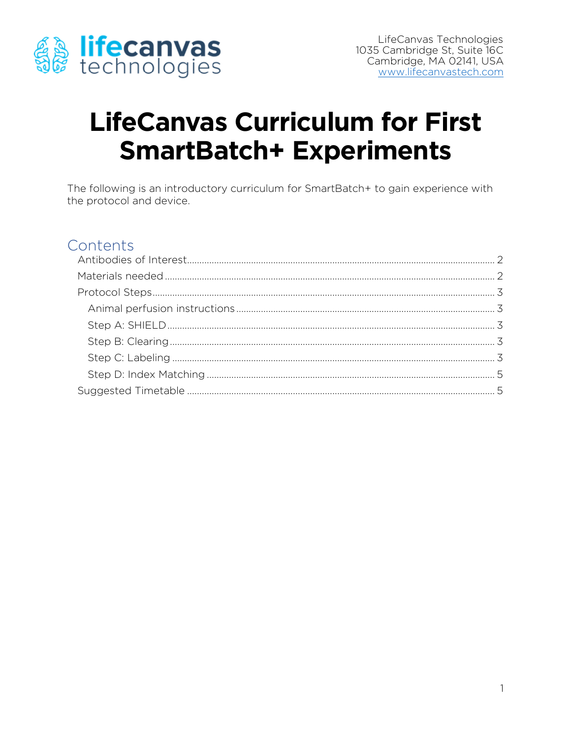LifeCanvas Technologies
1035 Cambridge St, Suite 16C
Cambridge, MA 02141, USA
www.lifecanvastech.com

# LifeCanvas Curriculum for First SmartBatch+ Experiments

The following is an introductory curriculum for SmartBatch+ to gain experience with the protocol and device.

## Contents

- Antibodies of Interest .......... 2
- Materials needed .......... 2
- Protocol Steps .......... 3
  - Animal perfusion instructions .......... 3
  - Step A: SHIELD .......... 3
  - Step B: Clearing .......... 3
  - Step C: Labeling .......... 3
  - Step D: Index Matching .......... 5
- Suggested Timetable .......... 5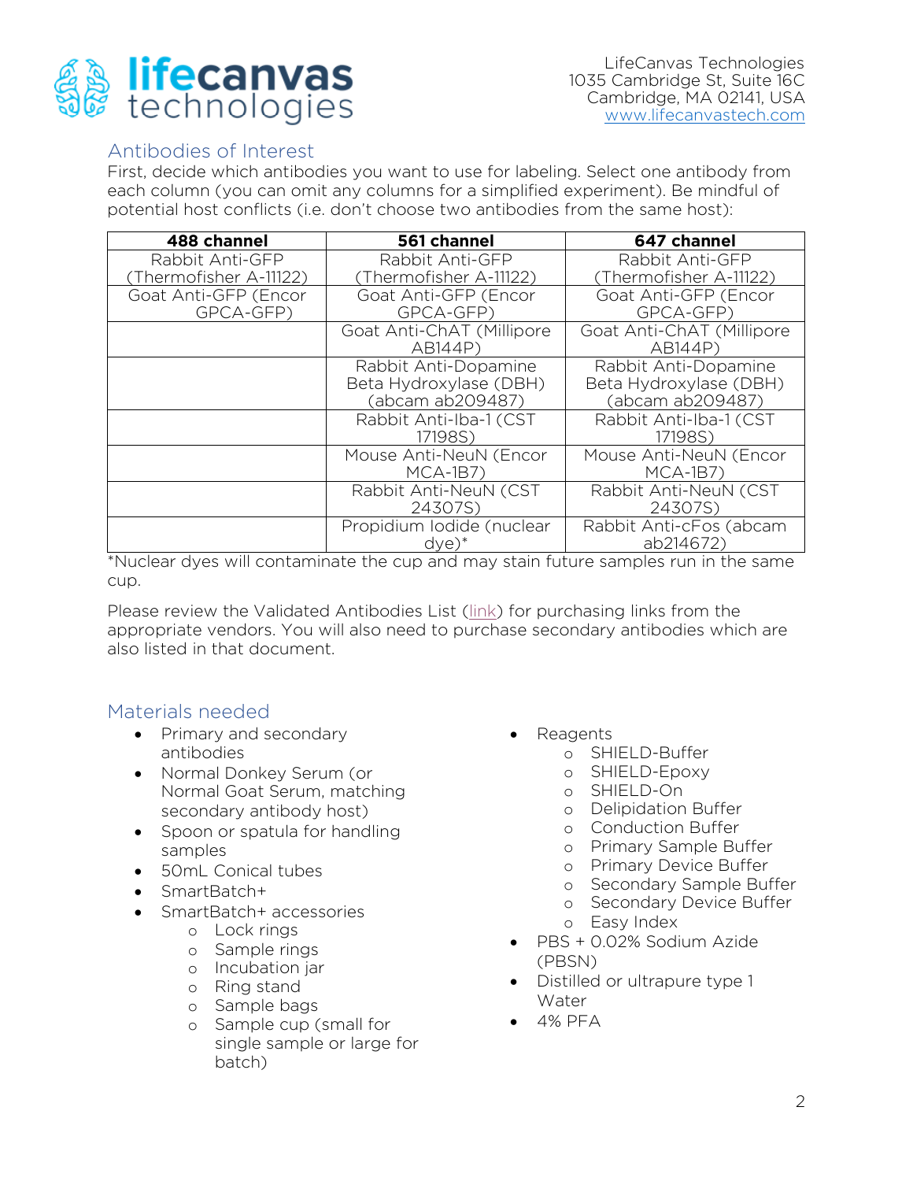## Antibodies of Interest

First, decide which antibodies you want to use for labeling. Select one antibody from each column (you can omit any columns for a simplified experiment). Be mindful of potential host conflicts (i.e. don't choose two antibodies from the same host):

| 488 channel | 561 channel | 647 channel |
| --- | --- | --- |
| Rabbit Anti-GFP (Thermofisher A-11122) | Rabbit Anti-GFP (Thermofisher A-11122) | Rabbit Anti-GFP (Thermofisher A-11122) |
| Goat Anti-GFP (Encor GPCA-GFP) | Goat Anti-GFP (Encor GPCA-GFP) | Goat Anti-GFP (Encor GPCA-GFP) |
| | Goat Anti-ChAT (Millipore AB144P) | Goat Anti-ChAT (Millipore AB144P) |
| | Rabbit Anti-Dopamine Beta Hydroxylase (DBH) (abcam ab209487) | Rabbit Anti-Dopamine Beta Hydroxylase (DBH) (abcam ab209487) |
| | Rabbit Anti-Iba-1 (CST 17198S) | Rabbit Anti-Iba-1 (CST 17198S) |
| | Mouse Anti-NeuN (Encor MCA-1B7) | Mouse Anti-NeuN (Encor MCA-1B7) |
| | Rabbit Anti-NeuN (CST 24307S) | Rabbit Anti-NeuN (CST 24307S) |
| | Propidium Iodide (nuclear dye)* | Rabbit Anti-cFos (abcam ab214672) |

*Nuclear dyes will contaminate the cup and may stain future samples run in the same cup.

Please review the Validated Antibodies List (link) for purchasing links from the appropriate vendors. You will also need to purchase secondary antibodies which are also listed in that document.

## Materials needed

- Primary and secondary antibodies
- Normal Donkey Serum (or Normal Goat Serum, matching secondary antibody host)
- Spoon or spatula for handling samples
- 50mL Conical tubes
- SmartBatch+
- SmartBatch+ accessories
  - Lock rings
  - Sample rings
  - Incubation jar
  - Ring stand
  - Sample bags
  - Sample cup (small for single sample or large for batch)
- Reagents
  - SHIELD-Buffer
  - SHIELD-Epoxy
  - SHIELD-On
  - Delipidation Buffer
  - Conduction Buffer
  - Primary Sample Buffer
  - Primary Device Buffer
  - Secondary Sample Buffer
  - Secondary Device Buffer
  - Easy Index
- PBS + 0.02% Sodium Azide (PBSN)
- Distilled or ultrapure type 1 Water
- 4% PFA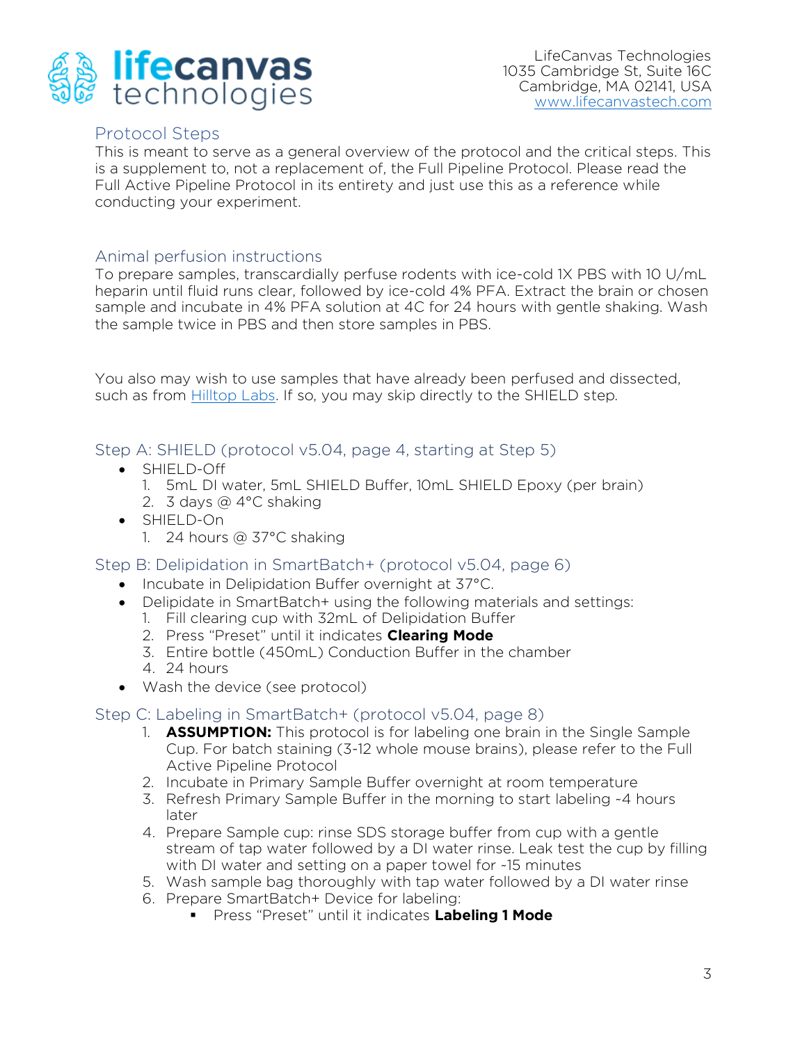LifeCanvas Technologies
1035 Cambridge St, Suite 16C
Cambridge, MA 02141, USA
www.lifecanvastech.com

## Protocol Steps

This is meant to serve as a general overview of the protocol and the critical steps. This is a supplement to, not a replacement of, the Full Pipeline Protocol. Please read the Full Active Pipeline Protocol in its entirety and just use this as a reference while conducting your experiment.

## Animal perfusion instructions

To prepare samples, transcardially perfuse rodents with ice-cold 1X PBS with 10 U/mL heparin until fluid runs clear, followed by ice-cold 4% PFA. Extract the brain or chosen sample and incubate in 4% PFA solution at 4C for 24 hours with gentle shaking. Wash the sample twice in PBS and then store samples in PBS.

You also may wish to use samples that have already been perfused and dissected, such as from Hilltop Labs. If so, you may skip directly to the SHIELD step.

## Step A: SHIELD (protocol v5.04, page 4, starting at Step 5)

- SHIELD-Off
  1. 5mL DI water, 5mL SHIELD Buffer, 10mL SHIELD Epoxy (per brain)
  2. 3 days @ 4°C shaking
- SHIELD-On
  1. 24 hours @ 37°C shaking

## Step B: Delipidation in SmartBatch+ (protocol v5.04, page 6)

- Incubate in Delipidation Buffer overnight at 37°C.
- Delipidate in SmartBatch+ using the following materials and settings:
  1. Fill clearing cup with 32mL of Delipidation Buffer
  2. Press "Preset" until it indicates **Clearing Mode**
  3. Entire bottle (450mL) Conduction Buffer in the chamber
  4. 24 hours
- Wash the device (see protocol)

## Step C: Labeling in SmartBatch+ (protocol v5.04, page 8)

1. **ASSUMPTION:** This protocol is for labeling one brain in the Single Sample Cup. For batch staining (3-12 whole mouse brains), please refer to the Full Active Pipeline Protocol
2. Incubate in Primary Sample Buffer overnight at room temperature
3. Refresh Primary Sample Buffer in the morning to start labeling ~4 hours later
4. Prepare Sample cup: rinse SDS storage buffer from cup with a gentle stream of tap water followed by a DI water rinse. Leak test the cup by filling with DI water and setting on a paper towel for ~15 minutes
5. Wash sample bag thoroughly with tap water followed by a DI water rinse
6. Prepare SmartBatch+ Device for labeling:
   - Press "Preset" until it indicates **Labeling 1 Mode**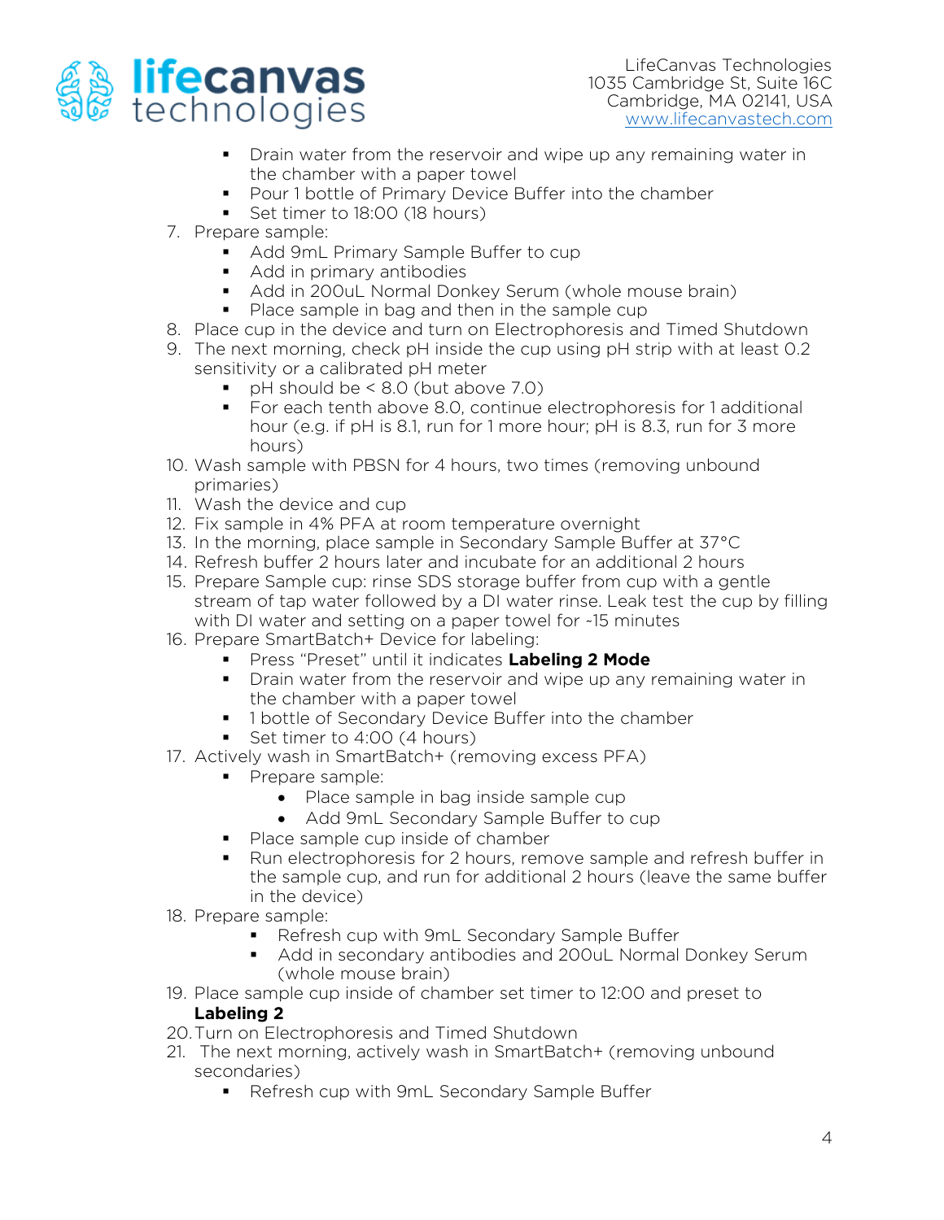- Drain water from the reservoir and wipe up any remaining water in the chamber with a paper towel
- Pour 1 bottle of Primary Device Buffer into the chamber
- Set timer to 18:00 (18 hours)

7. Prepare sample:
   - Add 9mL Primary Sample Buffer to cup
   - Add in primary antibodies
   - Add in 200uL Normal Donkey Serum (whole mouse brain)
   - Place sample in bag and then in the sample cup
8. Place cup in the device and turn on Electrophoresis and Timed Shutdown
9. The next morning, check pH inside the cup using pH strip with at least 0.2 sensitivity or a calibrated pH meter
   - pH should be < 8.0 (but above 7.0)
   - For each tenth above 8.0, continue electrophoresis for 1 additional hour (e.g. if pH is 8.1, run for 1 more hour; pH is 8.3, run for 3 more hours)
10. Wash sample with PBSN for 4 hours, two times (removing unbound primaries)
11. Wash the device and cup
12. Fix sample in 4% PFA at room temperature overnight
13. In the morning, place sample in Secondary Sample Buffer at 37°C
14. Refresh buffer 2 hours later and incubate for an additional 2 hours
15. Prepare Sample cup: rinse SDS storage buffer from cup with a gentle stream of tap water followed by a DI water rinse. Leak test the cup by filling with DI water and setting on a paper towel for ~15 minutes
16. Prepare SmartBatch+ Device for labeling:
    - Press "Preset" until it indicates **Labeling 2 Mode**
    - Drain water from the reservoir and wipe up any remaining water in the chamber with a paper towel
    - 1 bottle of Secondary Device Buffer into the chamber
    - Set timer to 4:00 (4 hours)
17. Actively wash in SmartBatch+ (removing excess PFA)
    - Prepare sample:
      - Place sample in bag inside sample cup
      - Add 9mL Secondary Sample Buffer to cup
    - Place sample cup inside of chamber
    - Run electrophoresis for 2 hours, remove sample and refresh buffer in the sample cup, and run for additional 2 hours (leave the same buffer in the device)
18. Prepare sample:
    - Refresh cup with 9mL Secondary Sample Buffer
    - Add in secondary antibodies and 200uL Normal Donkey Serum (whole mouse brain)
19. Place sample cup inside of chamber set timer to 12:00 and preset to **Labeling 2**
20. Turn on Electrophoresis and Timed Shutdown
21. The next morning, actively wash in SmartBatch+ (removing unbound secondaries)
    - Refresh cup with 9mL Secondary Sample Buffer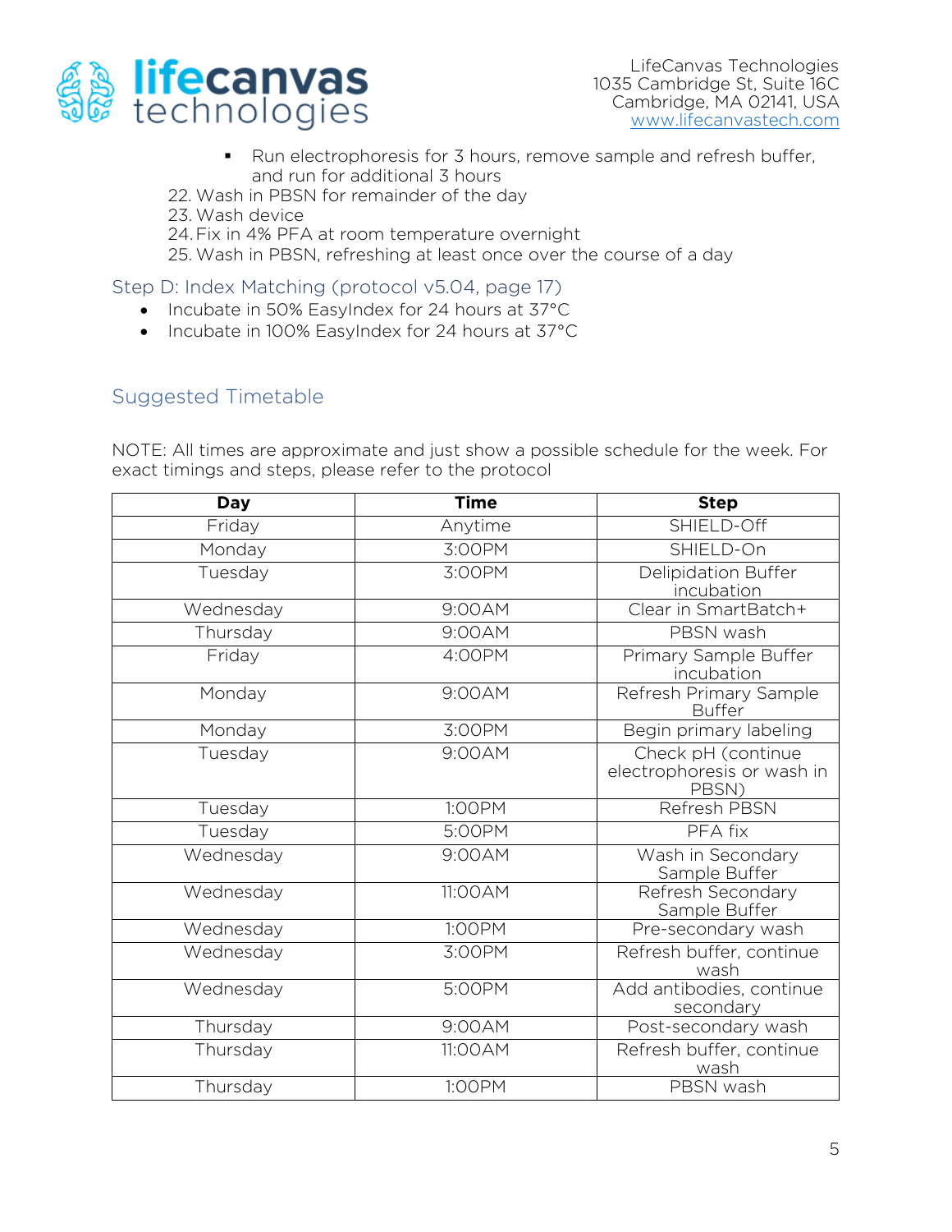- Run electrophoresis for 3 hours, remove sample and refresh buffer, and run for additional 3 hours

22. Wash in PBSN for remainder of the day
23. Wash device
24. Fix in 4% PFA at room temperature overnight
25. Wash in PBSN, refreshing at least once over the course of a day

### Step D: Index Matching (protocol v5.04, page 17)

- Incubate in 50% EasyIndex for 24 hours at 37°C
- Incubate in 100% EasyIndex for 24 hours at 37°C

## Suggested Timetable

NOTE: All times are approximate and just show a possible schedule for the week. For exact timings and steps, please refer to the protocol

| Day | Time | Step |
|---|---|---|
| Friday | Anytime | SHIELD-Off |
| Monday | 3:00PM | SHIELD-On |
| Tuesday | 3:00PM | Delipidation Buffer incubation |
| Wednesday | 9:00AM | Clear in SmartBatch+ |
| Thursday | 9:00AM | PBSN wash |
| Friday | 4:00PM | Primary Sample Buffer incubation |
| Monday | 9:00AM | Refresh Primary Sample Buffer |
| Monday | 3:00PM | Begin primary labeling |
| Tuesday | 9:00AM | Check pH (continue electrophoresis or wash in PBSN) |
| Tuesday | 1:00PM | Refresh PBSN |
| Tuesday | 5:00PM | PFA fix |
| Wednesday | 9:00AM | Wash in Secondary Sample Buffer |
| Wednesday | 11:00AM | Refresh Secondary Sample Buffer |
| Wednesday | 1:00PM | Pre-secondary wash |
| Wednesday | 3:00PM | Refresh buffer, continue wash |
| Wednesday | 5:00PM | Add antibodies, continue secondary |
| Thursday | 9:00AM | Post-secondary wash |
| Thursday | 11:00AM | Refresh buffer, continue wash |
| Thursday | 1:00PM | PBSN wash |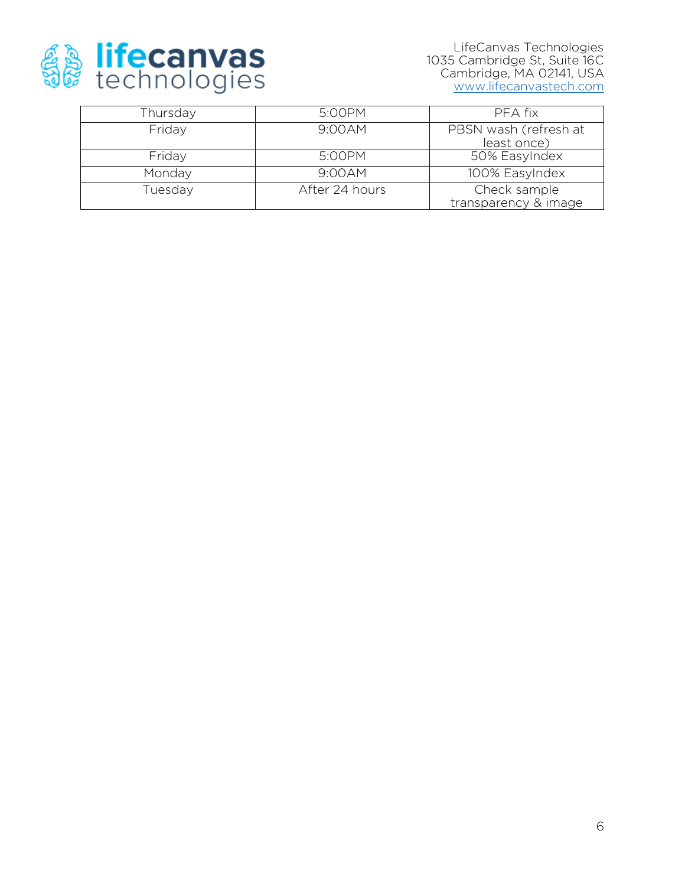| | | |
|---|---|---|
| Thursday | 5:00PM | PFA fix |
| Friday | 9:00AM | PBSN wash (refresh at least once) |
| Friday | 5:00PM | 50% EasyIndex |
| Monday | 9:00AM | 100% EasyIndex |
| Tuesday | After 24 hours | Check sample transparency & image |